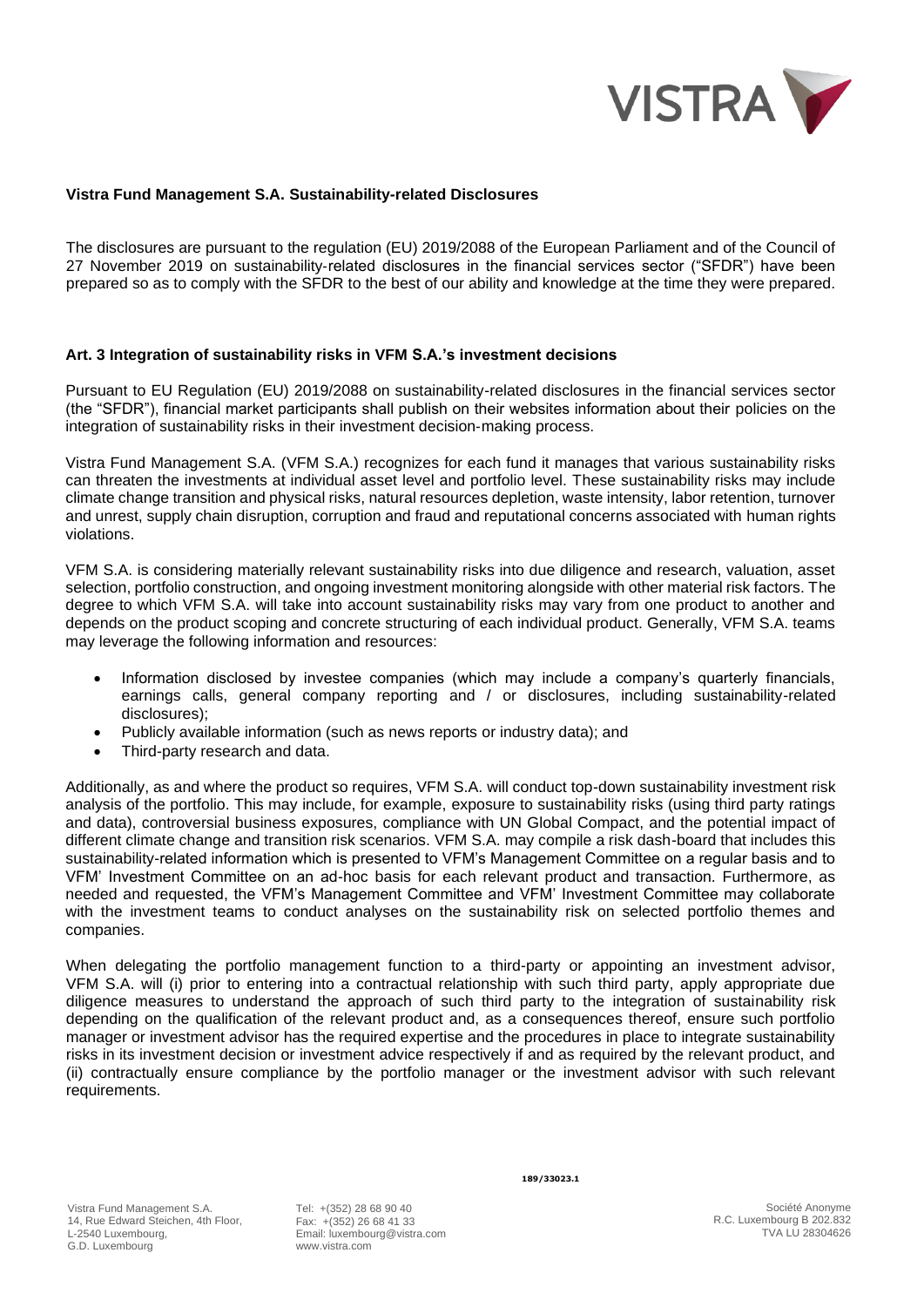**Vistra Fund Management S.A. Sustainability-related Disclosures**

The disclosures are pursuant to the regulation (EU) 2019/2088 of the European Parliament and of the Council of 27 November 2019 on sustainability-related disclosures in the financial services sector ("SFDR") have been prepared so as to comply with the SFDR to the best of our ability and knowledge at the time they were prepared.

**Art. 3 Integration of sustainability risks in VFM S.A.'s investment decisions**

Pursuant to EU Regulation (EU) 2019/2088 on sustainability-related disclosures in the financial services sector (the "SFDR"), financial market participants shall publish on their websites information about their policies on the integration of sustainability risks in their investment decision-making process.

Vistra Fund Management S.A. (VFM S.A.) recognizes for each fund it manages that various sustainability risks can threaten the investments at individual asset level and portfolio level. These sustainability risks may include climate change transition and physical risks, natural resources depletion, waste intensity, labor retention, turnover and unrest, supply chain disruption, corruption and fraud and reputational concerns associated with human rights violations.

VFM S.A. is considering materially relevant sustainability risks into due diligence and research, valuation, asset selection, portfolio construction, and ongoing investment monitoring alongside with other material risk factors. The degree to which VFM S.A. will take into account sustainability risks may vary from one product to another and depends on the product scoping and concrete structuring of each individual product. Generally, VFM S.A. teams may leverage the following information and resources:

- Information disclosed by investee companies (which may include a company's quarterly financials, earnings calls, general company reporting and / or disclosures, including sustainability-related disclosures);
- Publicly available information (such as news reports or industry data); and
- Third-party research and data.

Additionally, as and where the product so requires, VFM S.A. will conduct top-down sustainability investment risk analysis of the portfolio. This may include, for example, exposure to sustainability risks (using third party ratings and data), controversial business exposures, compliance with UN Global Compact, and the potential impact of different climate change and transition risk scenarios. VFM S.A. may compile a risk dash-board that includes this sustainability-related information which is presented to VFM's Management Committee on a regular basis and to VFM' Investment Committee on an ad-hoc basis for each relevant product and transaction. Furthermore, as needed and requested, the VFM's Management Committee and VFM' Investment Committee may collaborate with the investment teams to conduct analyses on the sustainability risk on selected portfolio themes and companies.

When delegating the portfolio management function to a third-party or appointing an investment advisor, VFM S.A. will (i) prior to entering into a contractual relationship with such third party, apply appropriate due diligence measures to understand the approach of such third party to the integration of sustainability risk depending on the qualification of the relevant product and, as a consequences thereof, ensure such portfolio manager or investment advisor has the required expertise and the procedures in place to integrate sustainability risks in its investment decision or investment advice respectively if and as required by the relevant product, and (ii) contractually ensure compliance by the portfolio manager or the investment advisor with such relevant requirements.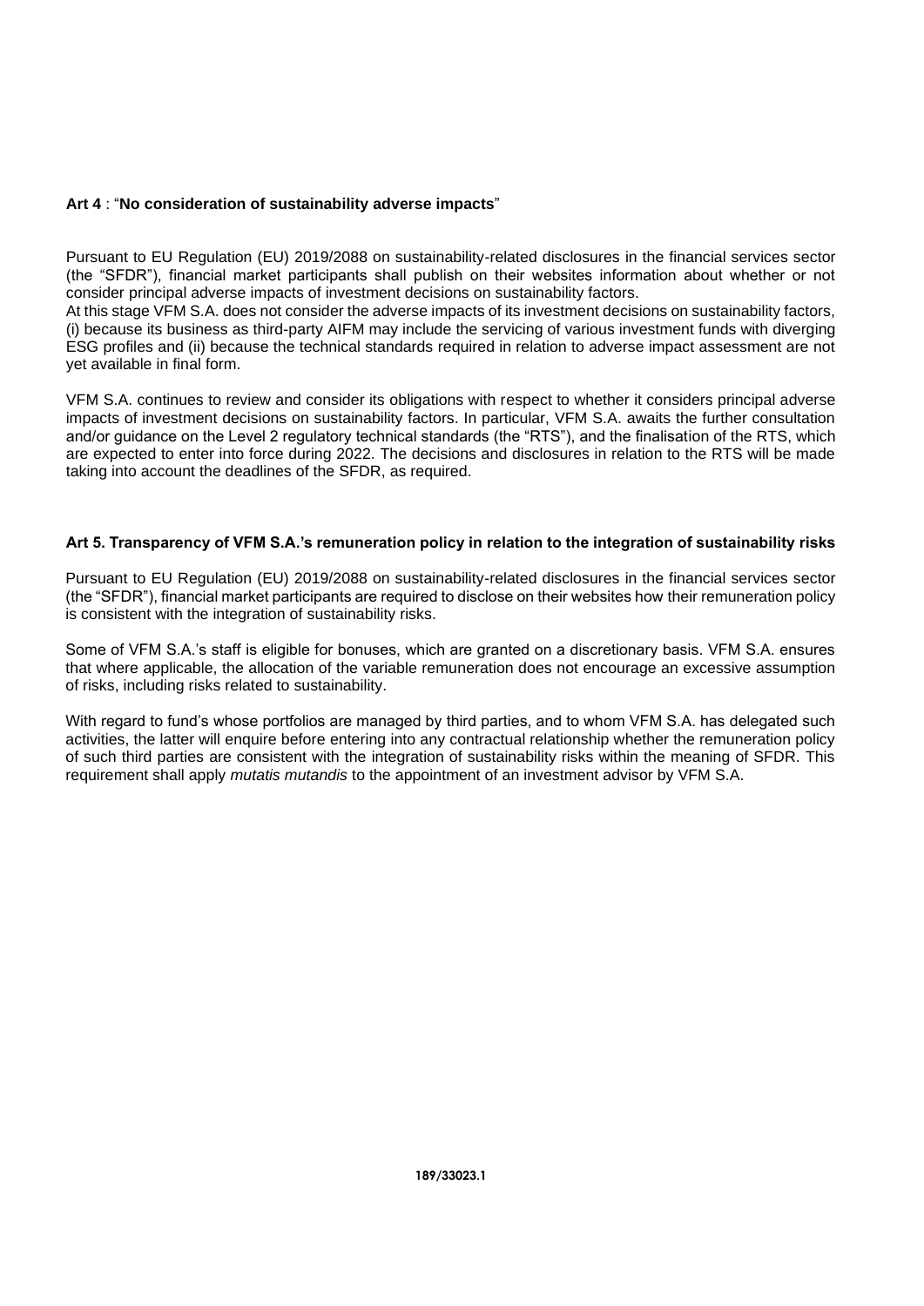**Art 4** : "**No consideration of sustainability adverse impacts**"

Pursuant to EU Regulation (EU) 2019/2088 on sustainability-related disclosures in the financial services sector (the "SFDR"), financial market participants shall publish on their websites information about whether or not consider principal adverse impacts of investment decisions on sustainability factors.
At this stage VFM S.A. does not consider the adverse impacts of its investment decisions on sustainability factors, (i) because its business as third-party AIFM may include the servicing of various investment funds with diverging ESG profiles and (ii) because the technical standards required in relation to adverse impact assessment are not yet available in final form.

VFM S.A. continues to review and consider its obligations with respect to whether it considers principal adverse impacts of investment decisions on sustainability factors. In particular, VFM S.A. awaits the further consultation and/or guidance on the Level 2 regulatory technical standards (the "RTS"), and the finalisation of the RTS, which are expected to enter into force during 2022. The decisions and disclosures in relation to the RTS will be made taking into account the deadlines of the SFDR, as required.

**Art 5. Transparency of VFM S.A.'s remuneration policy in relation to the integration of sustainability risks**

Pursuant to EU Regulation (EU) 2019/2088 on sustainability-related disclosures in the financial services sector (the "SFDR"), financial market participants are required to disclose on their websites how their remuneration policy is consistent with the integration of sustainability risks.

Some of VFM S.A.'s staff is eligible for bonuses, which are granted on a discretionary basis. VFM S.A. ensures that where applicable, the allocation of the variable remuneration does not encourage an excessive assumption of risks, including risks related to sustainability.

With regard to fund's whose portfolios are managed by third parties, and to whom VFM S.A. has delegated such activities, the latter will enquire before entering into any contractual relationship whether the remuneration policy of such third parties are consistent with the integration of sustainability risks within the meaning of SFDR. This requirement shall apply *mutatis mutandis* to the appointment of an investment advisor by VFM S.A.

189/33023.1